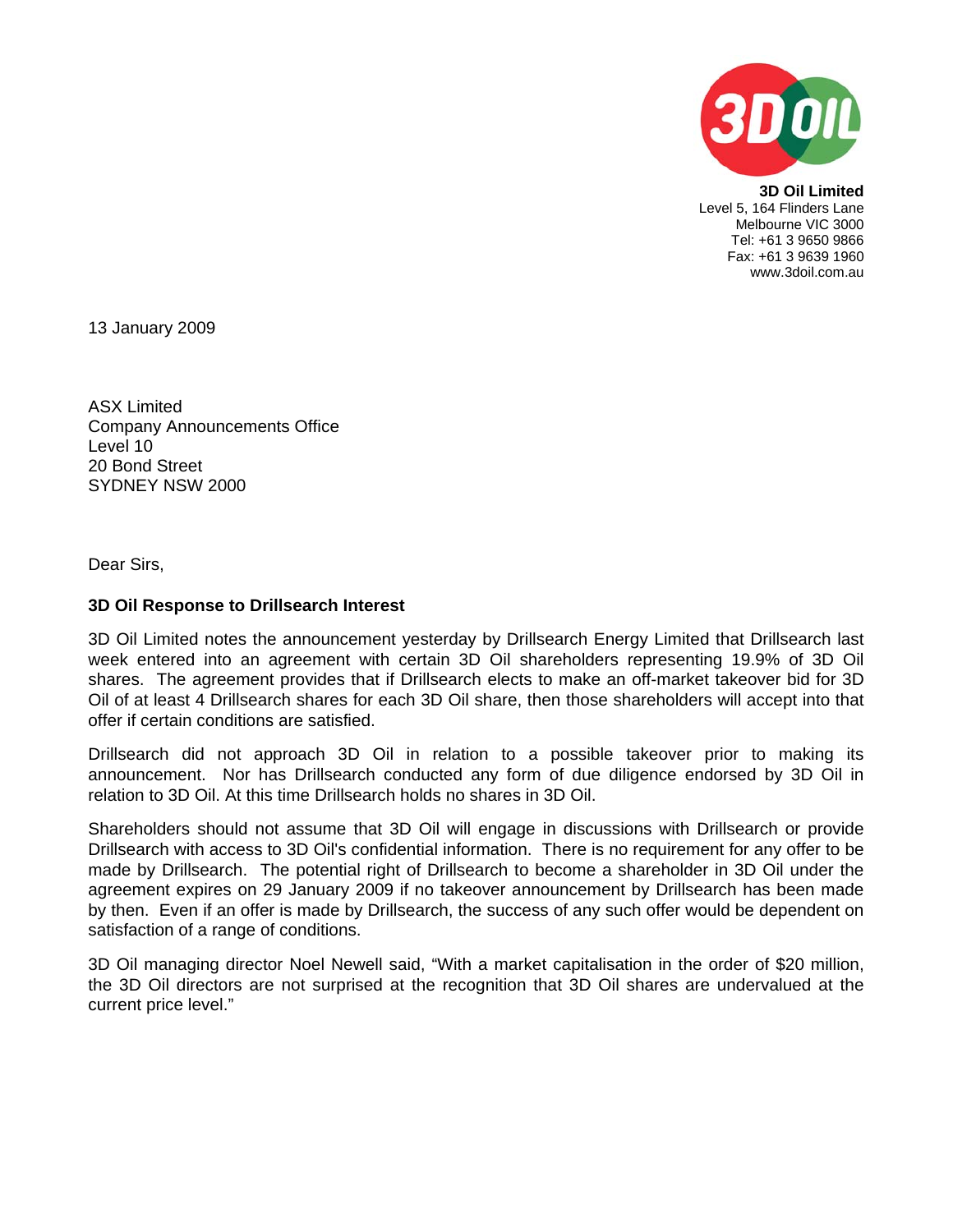**3D Oil Limited**
Level 5, 164 Flinders Lane
Melbourne VIC 3000
Tel: +61 3 9650 9866
Fax: +61 3 9639 1960
www.3doil.com.au

13 January 2009

ASX Limited
Company Announcements Office
Level 10
20 Bond Street
SYDNEY NSW 2000

Dear Sirs,

**3D Oil Response to Drillsearch Interest**

3D Oil Limited notes the announcement yesterday by Drillsearch Energy Limited that Drillsearch last week entered into an agreement with certain 3D Oil shareholders representing 19.9% of 3D Oil shares. The agreement provides that if Drillsearch elects to make an off-market takeover bid for 3D Oil of at least 4 Drillsearch shares for each 3D Oil share, then those shareholders will accept into that offer if certain conditions are satisfied.

Drillsearch did not approach 3D Oil in relation to a possible takeover prior to making its announcement. Nor has Drillsearch conducted any form of due diligence endorsed by 3D Oil in relation to 3D Oil. At this time Drillsearch holds no shares in 3D Oil.

Shareholders should not assume that 3D Oil will engage in discussions with Drillsearch or provide Drillsearch with access to 3D Oil's confidential information. There is no requirement for any offer to be made by Drillsearch. The potential right of Drillsearch to become a shareholder in 3D Oil under the agreement expires on 29 January 2009 if no takeover announcement by Drillsearch has been made by then. Even if an offer is made by Drillsearch, the success of any such offer would be dependent on satisfaction of a range of conditions.

3D Oil managing director Noel Newell said, "With a market capitalisation in the order of $20 million, the 3D Oil directors are not surprised at the recognition that 3D Oil shares are undervalued at the current price level."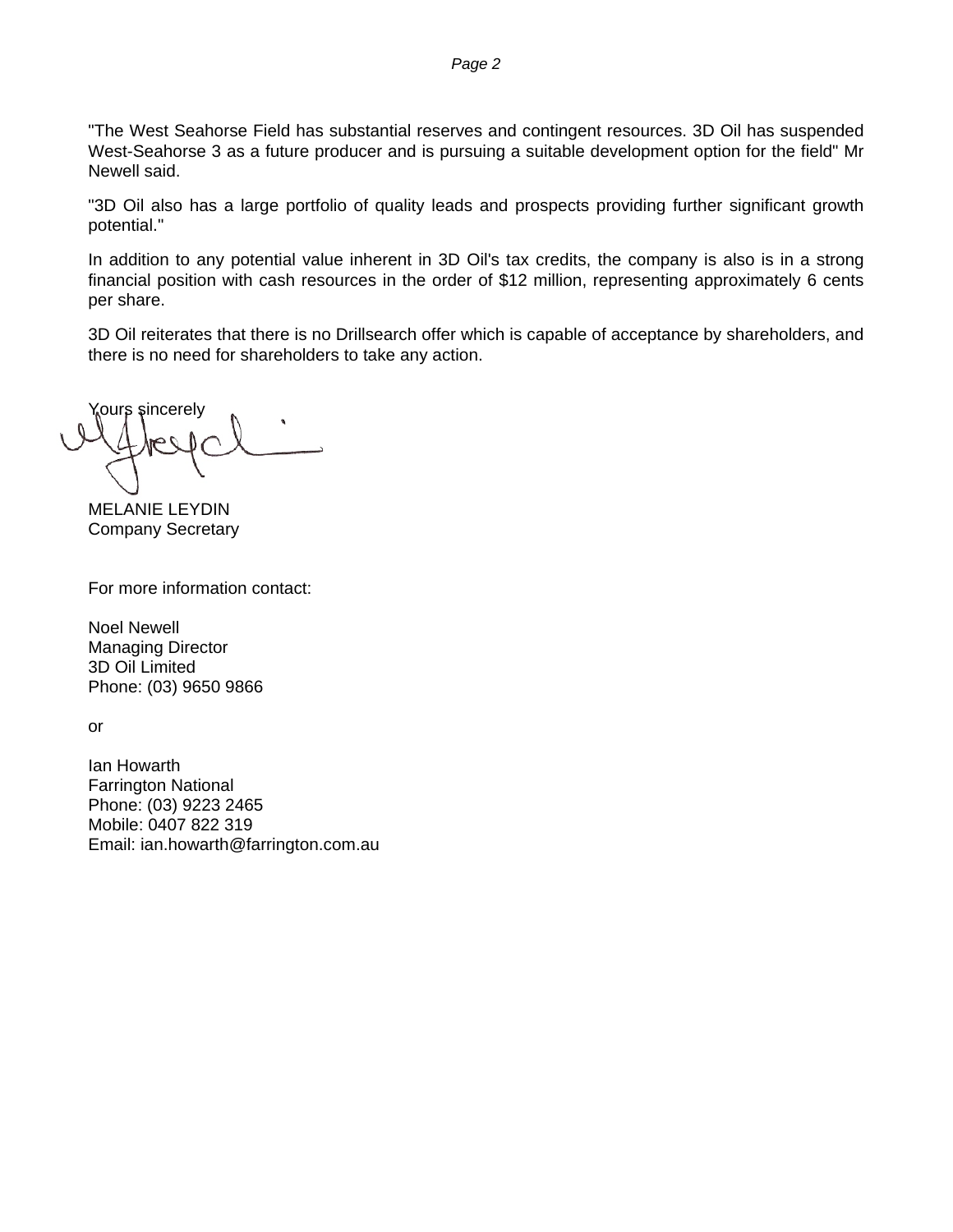"The West Seahorse Field has substantial reserves and contingent resources. 3D Oil has suspended West-Seahorse 3 as a future producer and is pursuing a suitable development option for the field" Mr Newell said.

"3D Oil also has a large portfolio of quality leads and prospects providing further significant growth potential."

In addition to any potential value inherent in 3D Oil's tax credits, the company is also is in a strong financial position with cash resources in the order of $12 million, representing approximately 6 cents per share.

3D Oil reiterates that there is no Drillsearch offer which is capable of acceptance by shareholders, and there is no need for shareholders to take any action.

Yours sincerely

MELANIE LEYDIN
Company Secretary

For more information contact:

Noel Newell
Managing Director
3D Oil Limited
Phone: (03) 9650 9866

or

Ian Howarth
Farrington National
Phone: (03) 9223 2465
Mobile: 0407 822 319
Email: ian.howarth@farrington.com.au